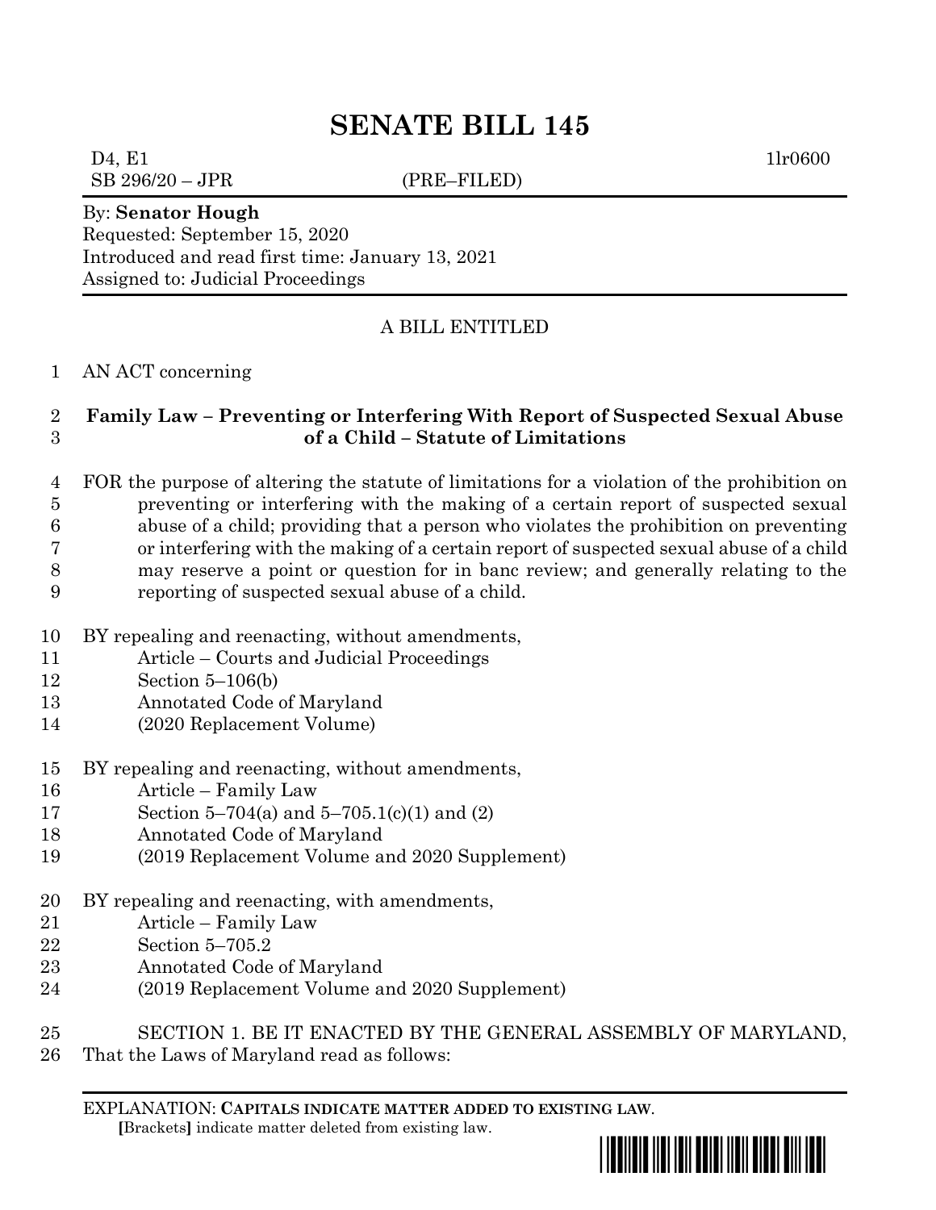# SENATE BILL 145

D4, E1 1lr0600
SB 296/20 – JPR (PRE–FILED)

By: **Senator Hough**
Requested: September 15, 2020
Introduced and read first time: January 13, 2021
Assigned to: Judicial Proceedings

A BILL ENTITLED

1 AN ACT concerning

2 **Family Law – Preventing or Interfering With Report of Suspected Sexual Abuse**
3 **of a Child – Statute of Limitations**

4 FOR the purpose of altering the statute of limitations for a violation of the prohibition on
5 preventing or interfering with the making of a certain report of suspected sexual
6 abuse of a child; providing that a person who violates the prohibition on preventing
7 or interfering with the making of a certain report of suspected sexual abuse of a child
8 may reserve a point or question for in banc review; and generally relating to the
9 reporting of suspected sexual abuse of a child.

10 BY repealing and reenacting, without amendments,
11 Article – Courts and Judicial Proceedings
12 Section 5–106(b)
13 Annotated Code of Maryland
14 (2020 Replacement Volume)

15 BY repealing and reenacting, without amendments,
16 Article – Family Law
17 Section 5–704(a) and 5–705.1(c)(1) and (2)
18 Annotated Code of Maryland
19 (2019 Replacement Volume and 2020 Supplement)

20 BY repealing and reenacting, with amendments,
21 Article – Family Law
22 Section 5–705.2
23 Annotated Code of Maryland
24 (2019 Replacement Volume and 2020 Supplement)

25 SECTION 1. BE IT ENACTED BY THE GENERAL ASSEMBLY OF MARYLAND,
26 That the Laws of Maryland read as follows:

EXPLANATION: **CAPITALS INDICATE MATTER ADDED TO EXISTING LAW**.
[Brackets] indicate matter deleted from existing law.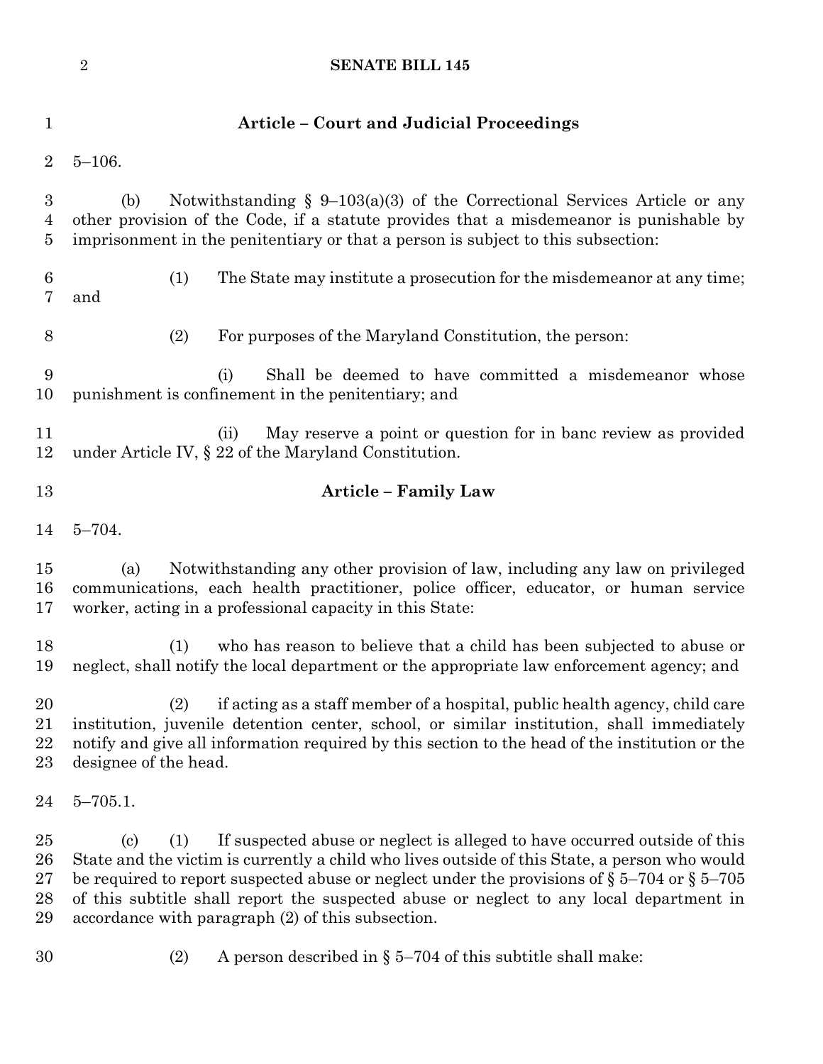## Article – Court and Judicial Proceedings

5–106.

(b) Notwithstanding § 9–103(a)(3) of the Correctional Services Article or any other provision of the Code, if a statute provides that a misdemeanor is punishable by imprisonment in the penitentiary or that a person is subject to this subsection:

(1) The State may institute a prosecution for the misdemeanor at any time; and

(2) For purposes of the Maryland Constitution, the person:

(i) Shall be deemed to have committed a misdemeanor whose punishment is confinement in the penitentiary; and

(ii) May reserve a point or question for in banc review as provided under Article IV, § 22 of the Maryland Constitution.

## Article – Family Law

5–704.

(a) Notwithstanding any other provision of law, including any law on privileged communications, each health practitioner, police officer, educator, or human service worker, acting in a professional capacity in this State:

(1) who has reason to believe that a child has been subjected to abuse or neglect, shall notify the local department or the appropriate law enforcement agency; and

(2) if acting as a staff member of a hospital, public health agency, child care institution, juvenile detention center, school, or similar institution, shall immediately notify and give all information required by this section to the head of the institution or the designee of the head.

5–705.1.

(c) (1) If suspected abuse or neglect is alleged to have occurred outside of this State and the victim is currently a child who lives outside of this State, a person who would be required to report suspected abuse or neglect under the provisions of § 5–704 or § 5–705 of this subtitle shall report the suspected abuse or neglect to any local department in accordance with paragraph (2) of this subsection.

(2) A person described in § 5–704 of this subtitle shall make: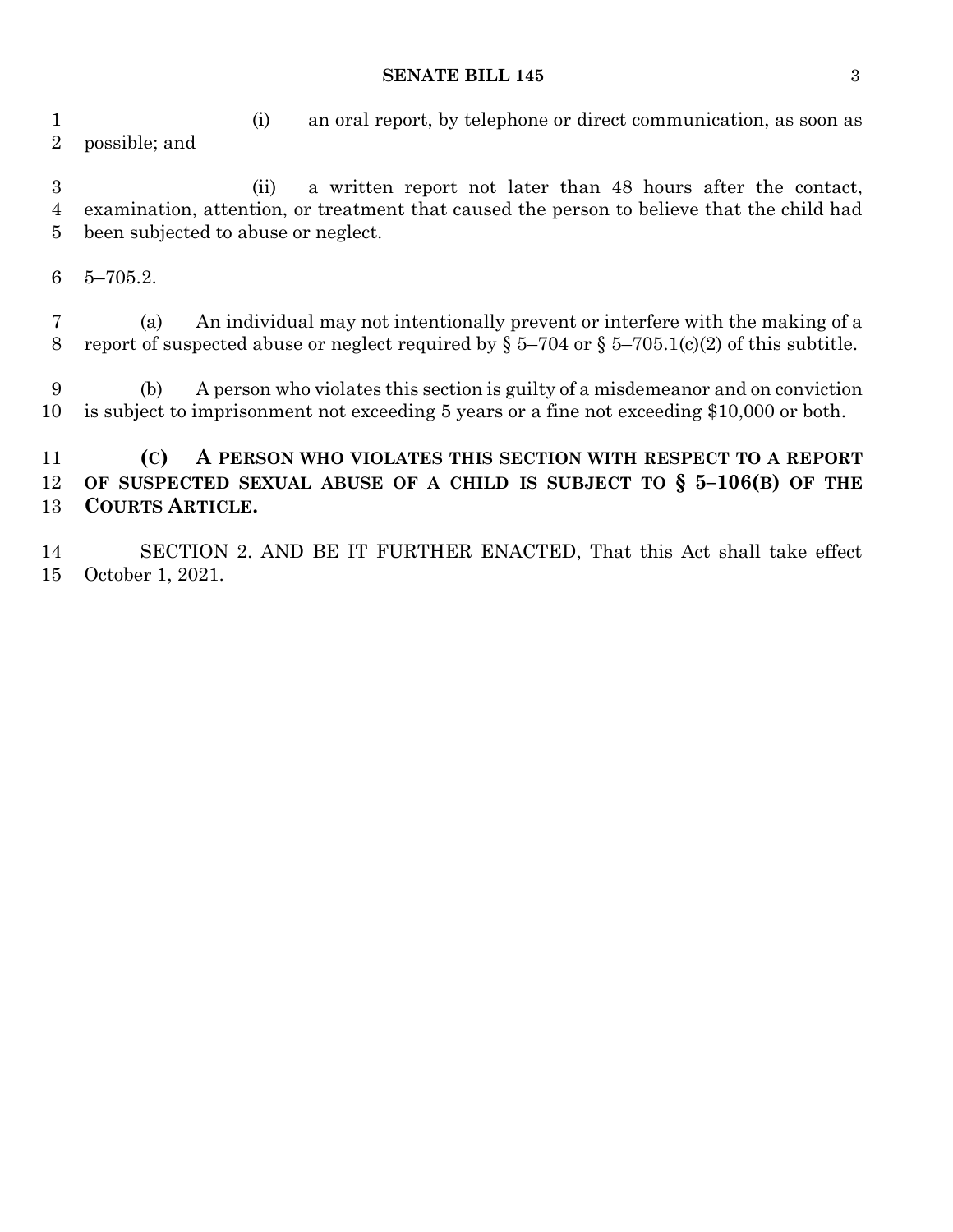(i) an oral report, by telephone or direct communication, as soon as possible; and

(ii) a written report not later than 48 hours after the contact, examination, attention, or treatment that caused the person to believe that the child had been subjected to abuse or neglect.

5–705.2.

(a) An individual may not intentionally prevent or interfere with the making of a report of suspected abuse or neglect required by § 5–704 or § 5–705.1(c)(2) of this subtitle.

(b) A person who violates this section is guilty of a misdemeanor and on conviction is subject to imprisonment not exceeding 5 years or a fine not exceeding $10,000 or both.

**(C) A PERSON WHO VIOLATES THIS SECTION WITH RESPECT TO A REPORT OF SUSPECTED SEXUAL ABUSE OF A CHILD IS SUBJECT TO § 5–106(B) OF THE COURTS ARTICLE.**

SECTION 2. AND BE IT FURTHER ENACTED, That this Act shall take effect October 1, 2021.